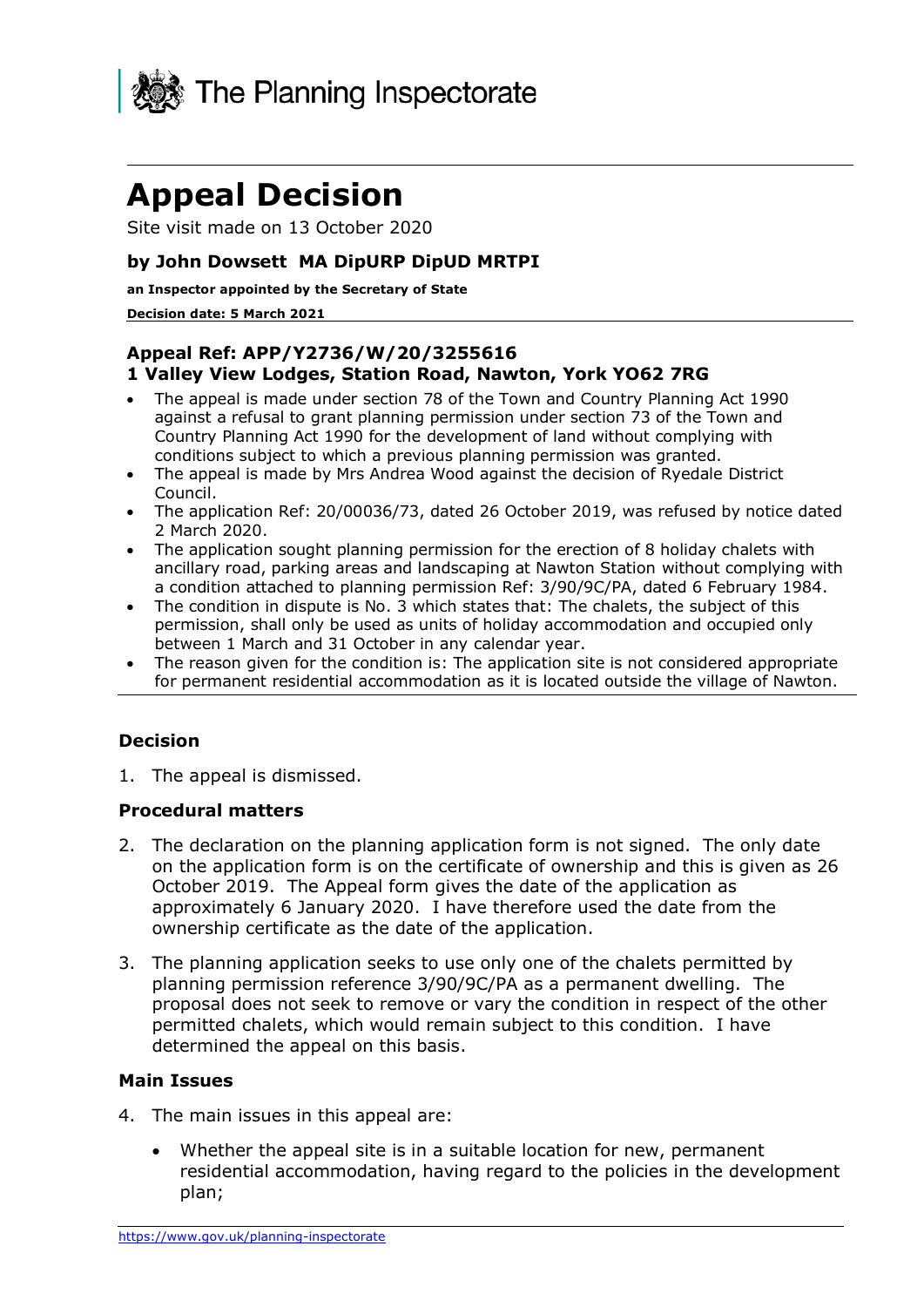The Planning Inspectorate

# Appeal Decision

Site visit made on 13 October 2020

**by John Dowsett MA DipURP DipUD MRTPI**

**an Inspector appointed by the Secretary of State**

**Decision date: 5 March 2021**

**Appeal Ref: APP/Y2736/W/20/3255616**
**1 Valley View Lodges, Station Road, Nawton, York YO62 7RG**

- The appeal is made under section 78 of the Town and Country Planning Act 1990 against a refusal to grant planning permission under section 73 of the Town and Country Planning Act 1990 for the development of land without complying with conditions subject to which a previous planning permission was granted.
- The appeal is made by Mrs Andrea Wood against the decision of Ryedale District Council.
- The application Ref: 20/00036/73, dated 26 October 2019, was refused by notice dated 2 March 2020.
- The application sought planning permission for the erection of 8 holiday chalets with ancillary road, parking areas and landscaping at Nawton Station without complying with a condition attached to planning permission Ref: 3/90/9C/PA, dated 6 February 1984.
- The condition in dispute is No. 3 which states that: The chalets, the subject of this permission, shall only be used as units of holiday accommodation and occupied only between 1 March and 31 October in any calendar year.
- The reason given for the condition is: The application site is not considered appropriate for permanent residential accommodation as it is located outside the village of Nawton.

## Decision

1. The appeal is dismissed.

## Procedural matters

2. The declaration on the planning application form is not signed. The only date on the application form is on the certificate of ownership and this is given as 26 October 2019. The Appeal form gives the date of the application as approximately 6 January 2020. I have therefore used the date from the ownership certificate as the date of the application.

3. The planning application seeks to use only one of the chalets permitted by planning permission reference 3/90/9C/PA as a permanent dwelling. The proposal does not seek to remove or vary the condition in respect of the other permitted chalets, which would remain subject to this condition. I have determined the appeal on this basis.

## Main Issues

4. The main issues in this appeal are:

   - Whether the appeal site is in a suitable location for new, permanent residential accommodation, having regard to the policies in the development plan;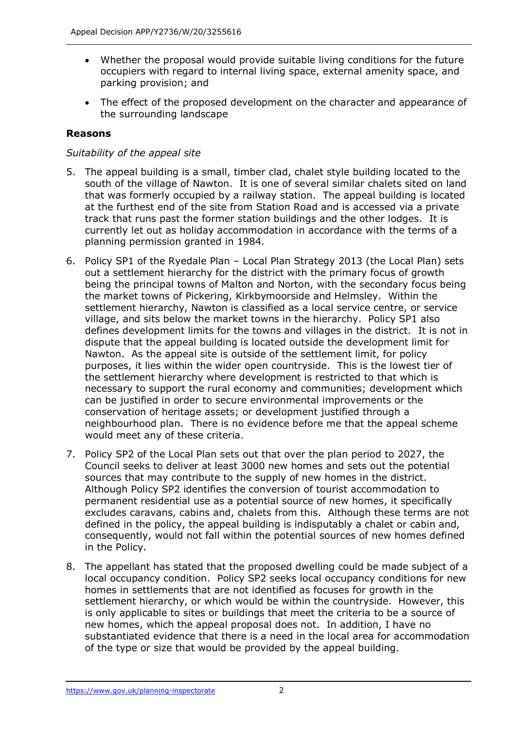- Whether the proposal would provide suitable living conditions for the future occupiers with regard to internal living space, external amenity space, and parking provision; and
- The effect of the proposed development on the character and appearance of the surrounding landscape

**Reasons**

*Suitability of the appeal site*

5. The appeal building is a small, timber clad, chalet style building located to the south of the village of Nawton. It is one of several similar chalets sited on land that was formerly occupied by a railway station. The appeal building is located at the furthest end of the site from Station Road and is accessed via a private track that runs past the former station buildings and the other lodges. It is currently let out as holiday accommodation in accordance with the terms of a planning permission granted in 1984.

6. Policy SP1 of the Ryedale Plan – Local Plan Strategy 2013 (the Local Plan) sets out a settlement hierarchy for the district with the primary focus of growth being the principal towns of Malton and Norton, with the secondary focus being the market towns of Pickering, Kirkbymoorside and Helmsley. Within the settlement hierarchy, Nawton is classified as a local service centre, or service village, and sits below the market towns in the hierarchy. Policy SP1 also defines development limits for the towns and villages in the district. It is not in dispute that the appeal building is located outside the development limit for Nawton. As the appeal site is outside of the settlement limit, for policy purposes, it lies within the wider open countryside. This is the lowest tier of the settlement hierarchy where development is restricted to that which is necessary to support the rural economy and communities; development which can be justified in order to secure environmental improvements or the conservation of heritage assets; or development justified through a neighbourhood plan. There is no evidence before me that the appeal scheme would meet any of these criteria.

7. Policy SP2 of the Local Plan sets out that over the plan period to 2027, the Council seeks to deliver at least 3000 new homes and sets out the potential sources that may contribute to the supply of new homes in the district. Although Policy SP2 identifies the conversion of tourist accommodation to permanent residential use as a potential source of new homes, it specifically excludes caravans, cabins and, chalets from this. Although these terms are not defined in the policy, the appeal building is indisputably a chalet or cabin and, consequently, would not fall within the potential sources of new homes defined in the Policy.

8. The appellant has stated that the proposed dwelling could be made subject of a local occupancy condition. Policy SP2 seeks local occupancy conditions for new homes in settlements that are not identified as focuses for growth in the settlement hierarchy, or which would be within the countryside. However, this is only applicable to sites or buildings that meet the criteria to be a source of new homes, which the appeal proposal does not. In addition, I have no substantiated evidence that there is a need in the local area for accommodation of the type or size that would be provided by the appeal building.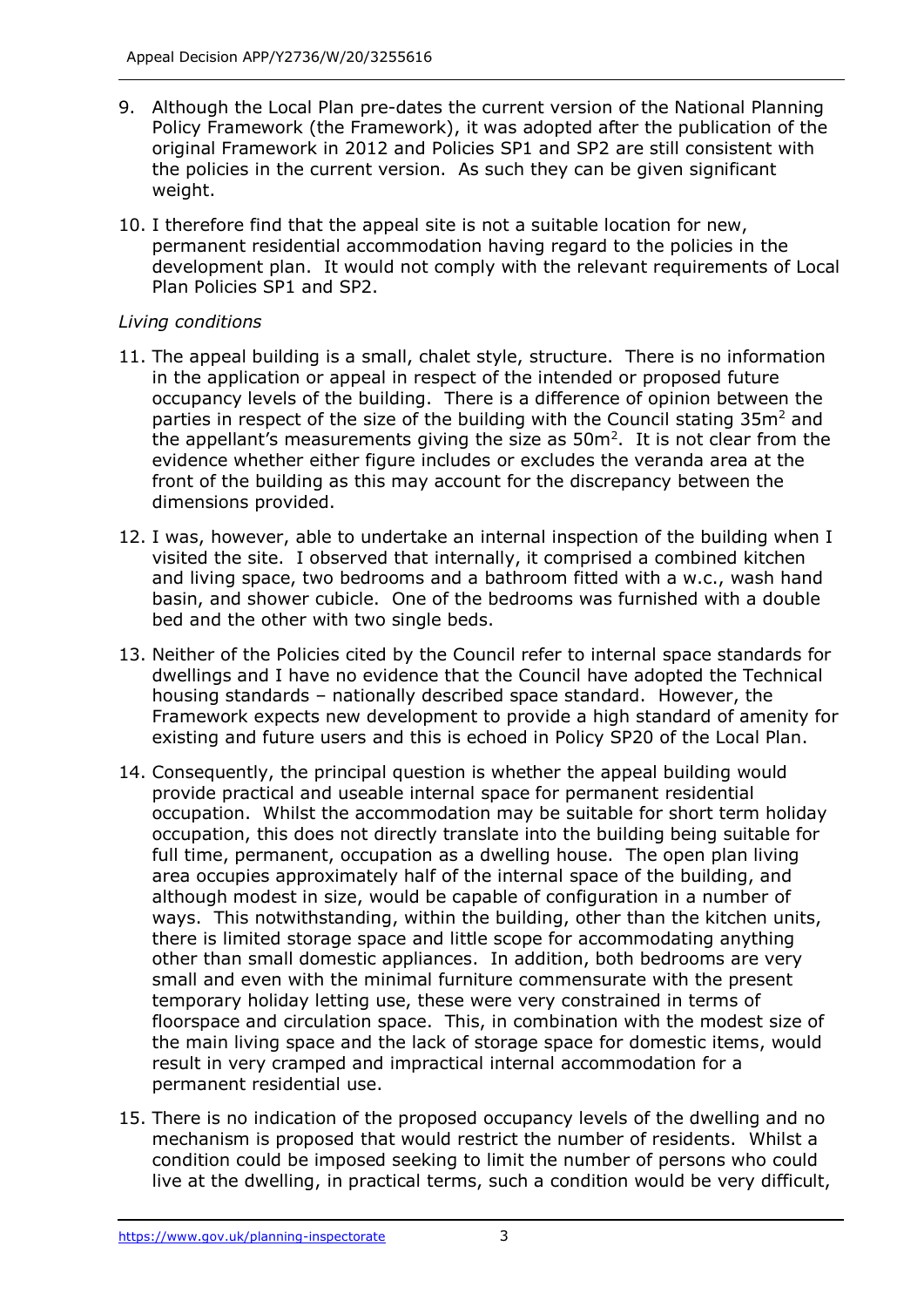9. Although the Local Plan pre-dates the current version of the National Planning Policy Framework (the Framework), it was adopted after the publication of the original Framework in 2012 and Policies SP1 and SP2 are still consistent with the policies in the current version. As such they can be given significant weight.

10. I therefore find that the appeal site is not a suitable location for new, permanent residential accommodation having regard to the policies in the development plan. It would not comply with the relevant requirements of Local Plan Policies SP1 and SP2.

*Living conditions*

11. The appeal building is a small, chalet style, structure. There is no information in the application or appeal in respect of the intended or proposed future occupancy levels of the building. There is a difference of opinion between the parties in respect of the size of the building with the Council stating $35m^2$ and the appellant's measurements giving the size as $50m^2$. It is not clear from the evidence whether either figure includes or excludes the veranda area at the front of the building as this may account for the discrepancy between the dimensions provided.

12. I was, however, able to undertake an internal inspection of the building when I visited the site. I observed that internally, it comprised a combined kitchen and living space, two bedrooms and a bathroom fitted with a w.c., wash hand basin, and shower cubicle. One of the bedrooms was furnished with a double bed and the other with two single beds.

13. Neither of the Policies cited by the Council refer to internal space standards for dwellings and I have no evidence that the Council have adopted the Technical housing standards – nationally described space standard. However, the Framework expects new development to provide a high standard of amenity for existing and future users and this is echoed in Policy SP20 of the Local Plan.

14. Consequently, the principal question is whether the appeal building would provide practical and useable internal space for permanent residential occupation. Whilst the accommodation may be suitable for short term holiday occupation, this does not directly translate into the building being suitable for full time, permanent, occupation as a dwelling house. The open plan living area occupies approximately half of the internal space of the building, and although modest in size, would be capable of configuration in a number of ways. This notwithstanding, within the building, other than the kitchen units, there is limited storage space and little scope for accommodating anything other than small domestic appliances. In addition, both bedrooms are very small and even with the minimal furniture commensurate with the present temporary holiday letting use, these were very constrained in terms of floorspace and circulation space. This, in combination with the modest size of the main living space and the lack of storage space for domestic items, would result in very cramped and impractical internal accommodation for a permanent residential use.

15. There is no indication of the proposed occupancy levels of the dwelling and no mechanism is proposed that would restrict the number of residents. Whilst a condition could be imposed seeking to limit the number of persons who could live at the dwelling, in practical terms, such a condition would be very difficult,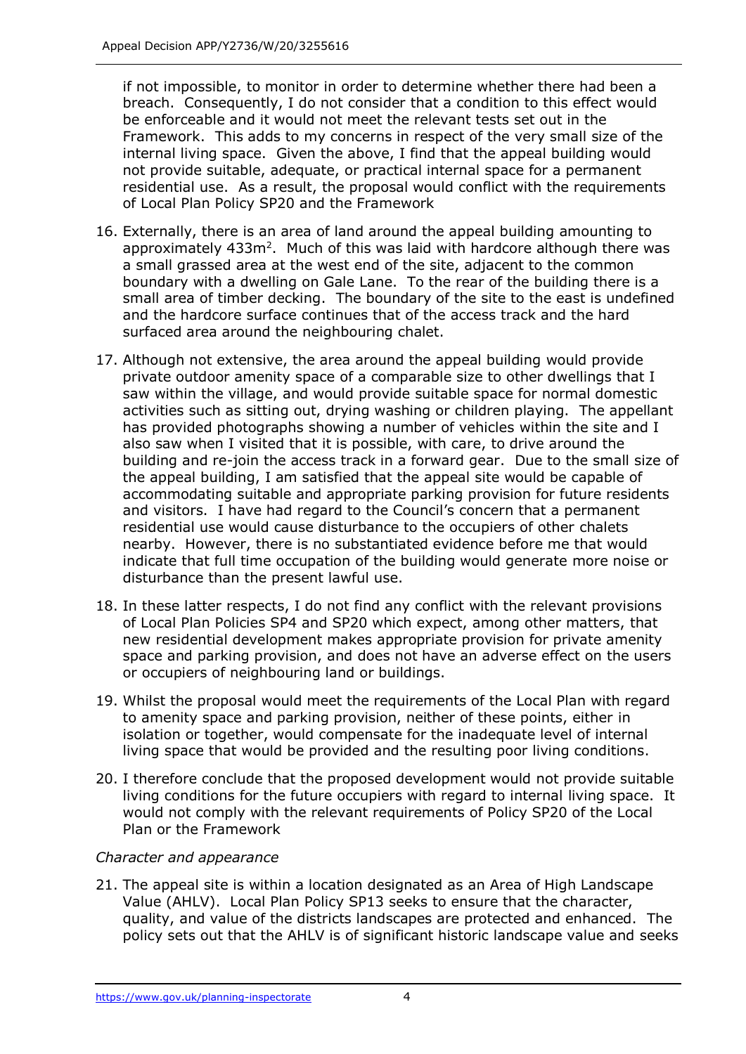if not impossible, to monitor in order to determine whether there had been a breach. Consequently, I do not consider that a condition to this effect would be enforceable and it would not meet the relevant tests set out in the Framework. This adds to my concerns in respect of the very small size of the internal living space. Given the above, I find that the appeal building would not provide suitable, adequate, or practical internal space for a permanent residential use. As a result, the proposal would conflict with the requirements of Local Plan Policy SP20 and the Framework

16. Externally, there is an area of land around the appeal building amounting to approximately 433m$^2$. Much of this was laid with hardcore although there was a small grassed area at the west end of the site, adjacent to the common boundary with a dwelling on Gale Lane. To the rear of the building there is a small area of timber decking. The boundary of the site to the east is undefined and the hardcore surface continues that of the access track and the hard surfaced area around the neighbouring chalet.

17. Although not extensive, the area around the appeal building would provide private outdoor amenity space of a comparable size to other dwellings that I saw within the village, and would provide suitable space for normal domestic activities such as sitting out, drying washing or children playing. The appellant has provided photographs showing a number of vehicles within the site and I also saw when I visited that it is possible, with care, to drive around the building and re-join the access track in a forward gear. Due to the small size of the appeal building, I am satisfied that the appeal site would be capable of accommodating suitable and appropriate parking provision for future residents and visitors. I have had regard to the Council's concern that a permanent residential use would cause disturbance to the occupiers of other chalets nearby. However, there is no substantiated evidence before me that would indicate that full time occupation of the building would generate more noise or disturbance than the present lawful use.

18. In these latter respects, I do not find any conflict with the relevant provisions of Local Plan Policies SP4 and SP20 which expect, among other matters, that new residential development makes appropriate provision for private amenity space and parking provision, and does not have an adverse effect on the users or occupiers of neighbouring land or buildings.

19. Whilst the proposal would meet the requirements of the Local Plan with regard to amenity space and parking provision, neither of these points, either in isolation or together, would compensate for the inadequate level of internal living space that would be provided and the resulting poor living conditions.

20. I therefore conclude that the proposed development would not provide suitable living conditions for the future occupiers with regard to internal living space. It would not comply with the relevant requirements of Policy SP20 of the Local Plan or the Framework

*Character and appearance*

21. The appeal site is within a location designated as an Area of High Landscape Value (AHLV). Local Plan Policy SP13 seeks to ensure that the character, quality, and value of the districts landscapes are protected and enhanced. The policy sets out that the AHLV is of significant historic landscape value and seeks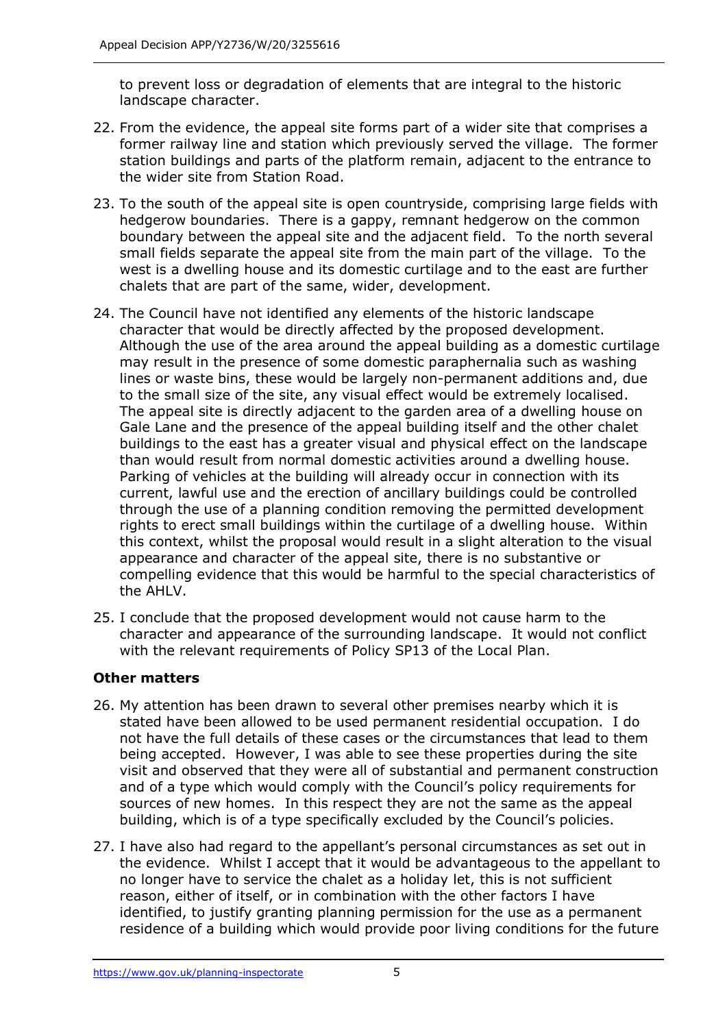to prevent loss or degradation of elements that are integral to the historic landscape character.

22. From the evidence, the appeal site forms part of a wider site that comprises a former railway line and station which previously served the village. The former station buildings and parts of the platform remain, adjacent to the entrance to the wider site from Station Road.

23. To the south of the appeal site is open countryside, comprising large fields with hedgerow boundaries. There is a gappy, remnant hedgerow on the common boundary between the appeal site and the adjacent field. To the north several small fields separate the appeal site from the main part of the village. To the west is a dwelling house and its domestic curtilage and to the east are further chalets that are part of the same, wider, development.

24. The Council have not identified any elements of the historic landscape character that would be directly affected by the proposed development. Although the use of the area around the appeal building as a domestic curtilage may result in the presence of some domestic paraphernalia such as washing lines or waste bins, these would be largely non-permanent additions and, due to the small size of the site, any visual effect would be extremely localised. The appeal site is directly adjacent to the garden area of a dwelling house on Gale Lane and the presence of the appeal building itself and the other chalet buildings to the east has a greater visual and physical effect on the landscape than would result from normal domestic activities around a dwelling house. Parking of vehicles at the building will already occur in connection with its current, lawful use and the erection of ancillary buildings could be controlled through the use of a planning condition removing the permitted development rights to erect small buildings within the curtilage of a dwelling house. Within this context, whilst the proposal would result in a slight alteration to the visual appearance and character of the appeal site, there is no substantive or compelling evidence that this would be harmful to the special characteristics of the AHLV.

25. I conclude that the proposed development would not cause harm to the character and appearance of the surrounding landscape. It would not conflict with the relevant requirements of Policy SP13 of the Local Plan.

**Other matters**

26. My attention has been drawn to several other premises nearby which it is stated have been allowed to be used permanent residential occupation. I do not have the full details of these cases or the circumstances that lead to them being accepted. However, I was able to see these properties during the site visit and observed that they were all of substantial and permanent construction and of a type which would comply with the Council's policy requirements for sources of new homes. In this respect they are not the same as the appeal building, which is of a type specifically excluded by the Council's policies.

27. I have also had regard to the appellant's personal circumstances as set out in the evidence. Whilst I accept that it would be advantageous to the appellant to no longer have to service the chalet as a holiday let, this is not sufficient reason, either of itself, or in combination with the other factors I have identified, to justify granting planning permission for the use as a permanent residence of a building which would provide poor living conditions for the future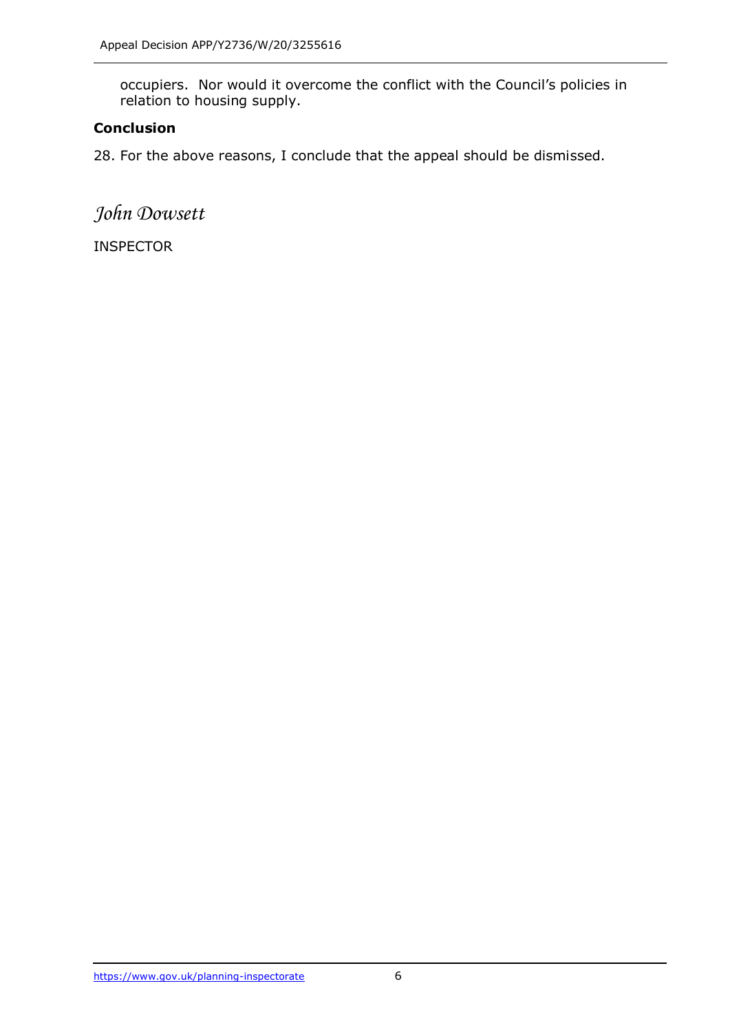occupiers. Nor would it overcome the conflict with the Council's policies in relation to housing supply.

**Conclusion**

28. For the above reasons, I conclude that the appeal should be dismissed.

*John Dowsett*

INSPECTOR